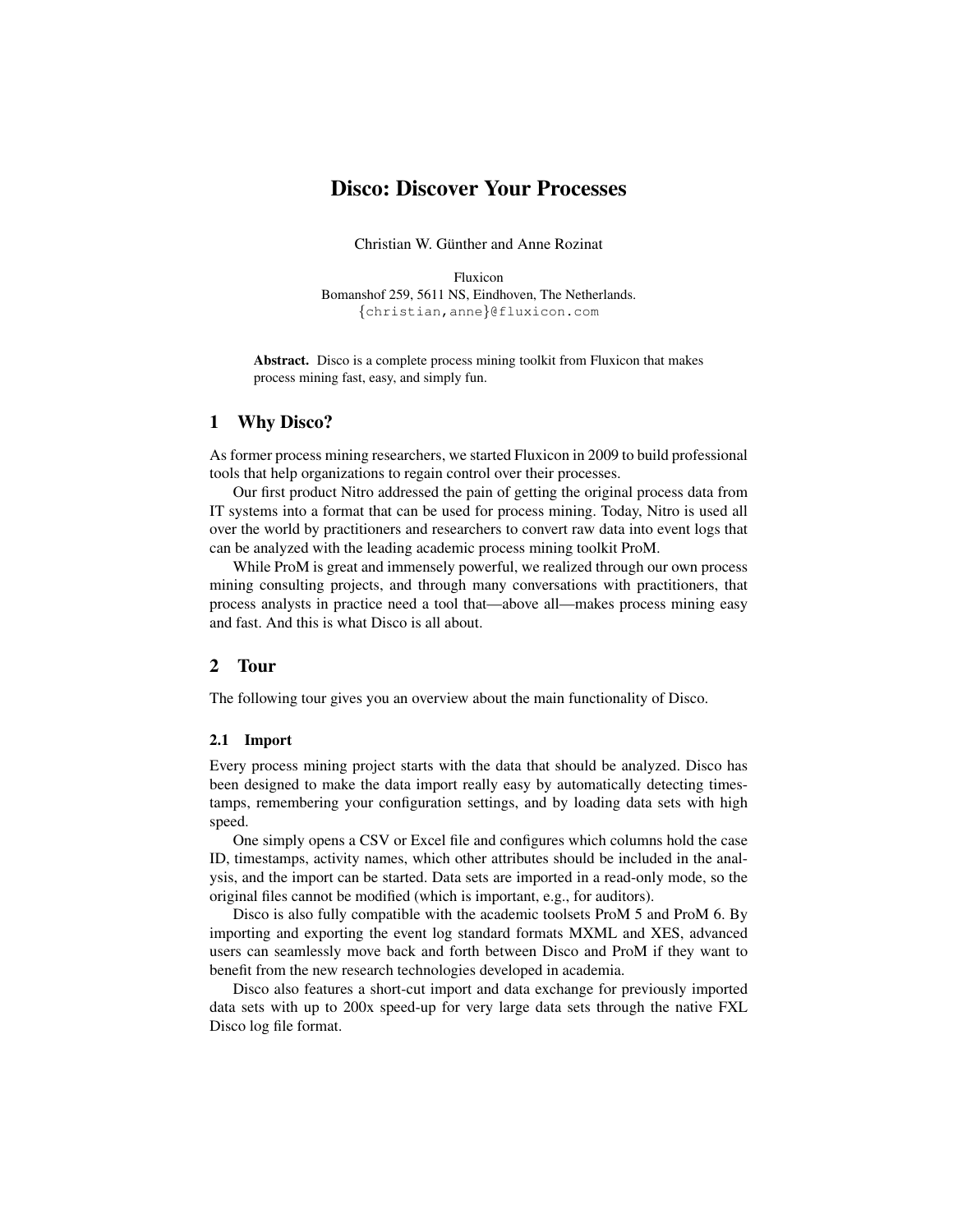# Disco: Discover Your Processes

Christian W. Günther and Anne Rozinat

Fluxicon
Bomanshof 259, 5611 NS, Eindhoven, The Netherlands.
{christian,anne}@fluxicon.com

**Abstract.** Disco is a complete process mining toolkit from Fluxicon that makes process mining fast, easy, and simply fun.

## 1 Why Disco?

As former process mining researchers, we started Fluxicon in 2009 to build professional tools that help organizations to regain control over their processes.

Our first product Nitro addressed the pain of getting the original process data from IT systems into a format that can be used for process mining. Today, Nitro is used all over the world by practitioners and researchers to convert raw data into event logs that can be analyzed with the leading academic process mining toolkit ProM.

While ProM is great and immensely powerful, we realized through our own process mining consulting projects, and through many conversations with practitioners, that process analysts in practice need a tool that—above all—makes process mining easy and fast. And this is what Disco is all about.

## 2 Tour

The following tour gives you an overview about the main functionality of Disco.

### 2.1 Import

Every process mining project starts with the data that should be analyzed. Disco has been designed to make the data import really easy by automatically detecting timestamps, remembering your configuration settings, and by loading data sets with high speed.

One simply opens a CSV or Excel file and configures which columns hold the case ID, timestamps, activity names, which other attributes should be included in the analysis, and the import can be started. Data sets are imported in a read-only mode, so the original files cannot be modified (which is important, e.g., for auditors).

Disco is also fully compatible with the academic toolsets ProM 5 and ProM 6. By importing and exporting the event log standard formats MXML and XES, advanced users can seamlessly move back and forth between Disco and ProM if they want to benefit from the new research technologies developed in academia.

Disco also features a short-cut import and data exchange for previously imported data sets with up to 200x speed-up for very large data sets through the native FXL Disco log file format.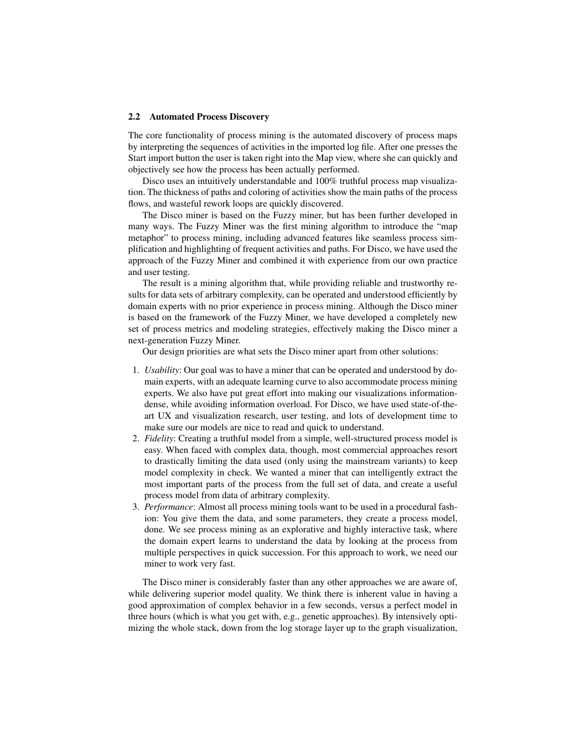### 2.2 Automated Process Discovery

The core functionality of process mining is the automated discovery of process maps by interpreting the sequences of activities in the imported log file. After one presses the Start import button the user is taken right into the Map view, where she can quickly and objectively see how the process has been actually performed.

Disco uses an intuitively understandable and 100% truthful process map visualization. The thickness of paths and coloring of activities show the main paths of the process flows, and wasteful rework loops are quickly discovered.

The Disco miner is based on the Fuzzy miner, but has been further developed in many ways. The Fuzzy Miner was the first mining algorithm to introduce the "map metaphor" to process mining, including advanced features like seamless process simplification and highlighting of frequent activities and paths. For Disco, we have used the approach of the Fuzzy Miner and combined it with experience from our own practice and user testing.

The result is a mining algorithm that, while providing reliable and trustworthy results for data sets of arbitrary complexity, can be operated and understood efficiently by domain experts with no prior experience in process mining. Although the Disco miner is based on the framework of the Fuzzy Miner, we have developed a completely new set of process metrics and modeling strategies, effectively making the Disco miner a next-generation Fuzzy Miner.

Our design priorities are what sets the Disco miner apart from other solutions:

1. *Usability*: Our goal was to have a miner that can be operated and understood by domain experts, with an adequate learning curve to also accommodate process mining experts. We also have put great effort into making our visualizations information-dense, while avoiding information overload. For Disco, we have used state-of-the-art UX and visualization research, user testing, and lots of development time to make sure our models are nice to read and quick to understand.
2. *Fidelity*: Creating a truthful model from a simple, well-structured process model is easy. When faced with complex data, though, most commercial approaches resort to drastically limiting the data used (only using the mainstream variants) to keep model complexity in check. We wanted a miner that can intelligently extract the most important parts of the process from the full set of data, and create a useful process model from data of arbitrary complexity.
3. *Performance*: Almost all process mining tools want to be used in a procedural fashion: You give them the data, and some parameters, they create a process model, done. We see process mining as an explorative and highly interactive task, where the domain expert learns to understand the data by looking at the process from multiple perspectives in quick succession. For this approach to work, we need our miner to work very fast.

The Disco miner is considerably faster than any other approaches we are aware of, while delivering superior model quality. We think there is inherent value in having a good approximation of complex behavior in a few seconds, versus a perfect model in three hours (which is what you get with, e.g., genetic approaches). By intensively optimizing the whole stack, down from the log storage layer up to the graph visualization,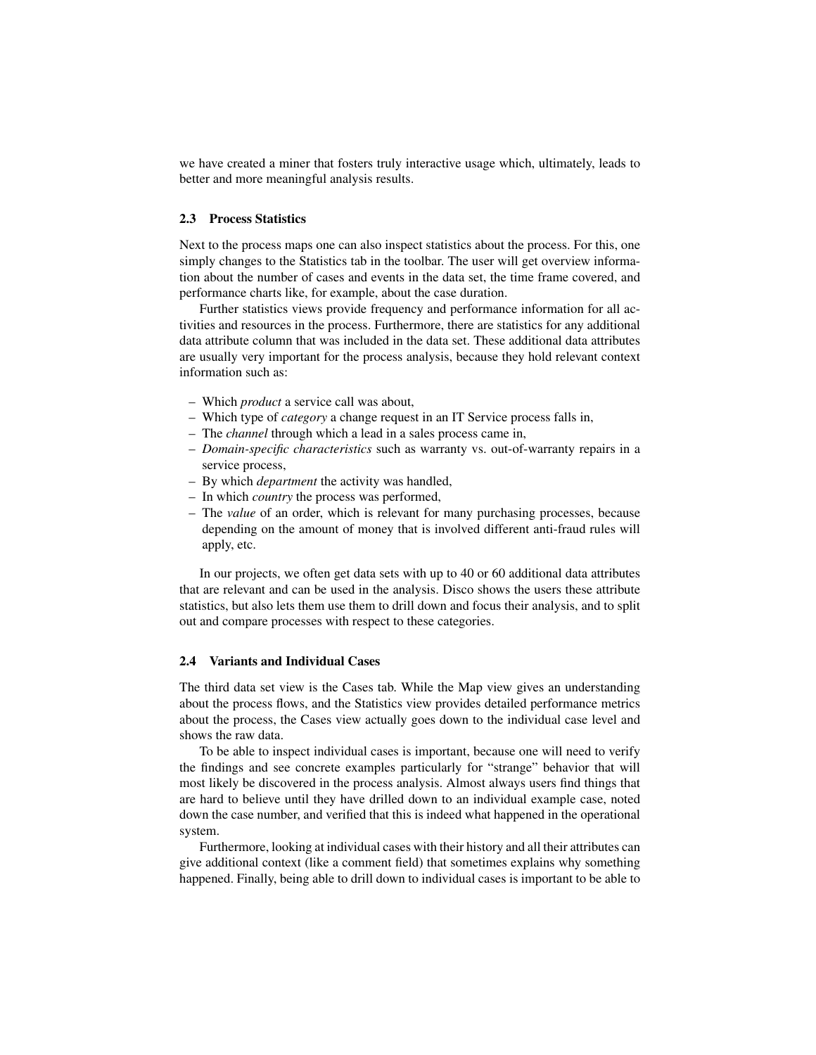we have created a miner that fosters truly interactive usage which, ultimately, leads to better and more meaningful analysis results.

### 2.3 Process Statistics

Next to the process maps one can also inspect statistics about the process. For this, one simply changes to the Statistics tab in the toolbar. The user will get overview information about the number of cases and events in the data set, the time frame covered, and performance charts like, for example, about the case duration.

Further statistics views provide frequency and performance information for all activities and resources in the process. Furthermore, there are statistics for any additional data attribute column that was included in the data set. These additional data attributes are usually very important for the process analysis, because they hold relevant context information such as:

– Which *product* a service call was about,
– Which type of *category* a change request in an IT Service process falls in,
– The *channel* through which a lead in a sales process came in,
– *Domain-specific characteristics* such as warranty vs. out-of-warranty repairs in a service process,
– By which *department* the activity was handled,
– In which *country* the process was performed,
– The *value* of an order, which is relevant for many purchasing processes, because depending on the amount of money that is involved different anti-fraud rules will apply, etc.

In our projects, we often get data sets with up to 40 or 60 additional data attributes that are relevant and can be used in the analysis. Disco shows the users these attribute statistics, but also lets them use them to drill down and focus their analysis, and to split out and compare processes with respect to these categories.

### 2.4 Variants and Individual Cases

The third data set view is the Cases tab. While the Map view gives an understanding about the process flows, and the Statistics view provides detailed performance metrics about the process, the Cases view actually goes down to the individual case level and shows the raw data.

To be able to inspect individual cases is important, because one will need to verify the findings and see concrete examples particularly for "strange" behavior that will most likely be discovered in the process analysis. Almost always users find things that are hard to believe until they have drilled down to an individual example case, noted down the case number, and verified that this is indeed what happened in the operational system.

Furthermore, looking at individual cases with their history and all their attributes can give additional context (like a comment field) that sometimes explains why something happened. Finally, being able to drill down to individual cases is important to be able to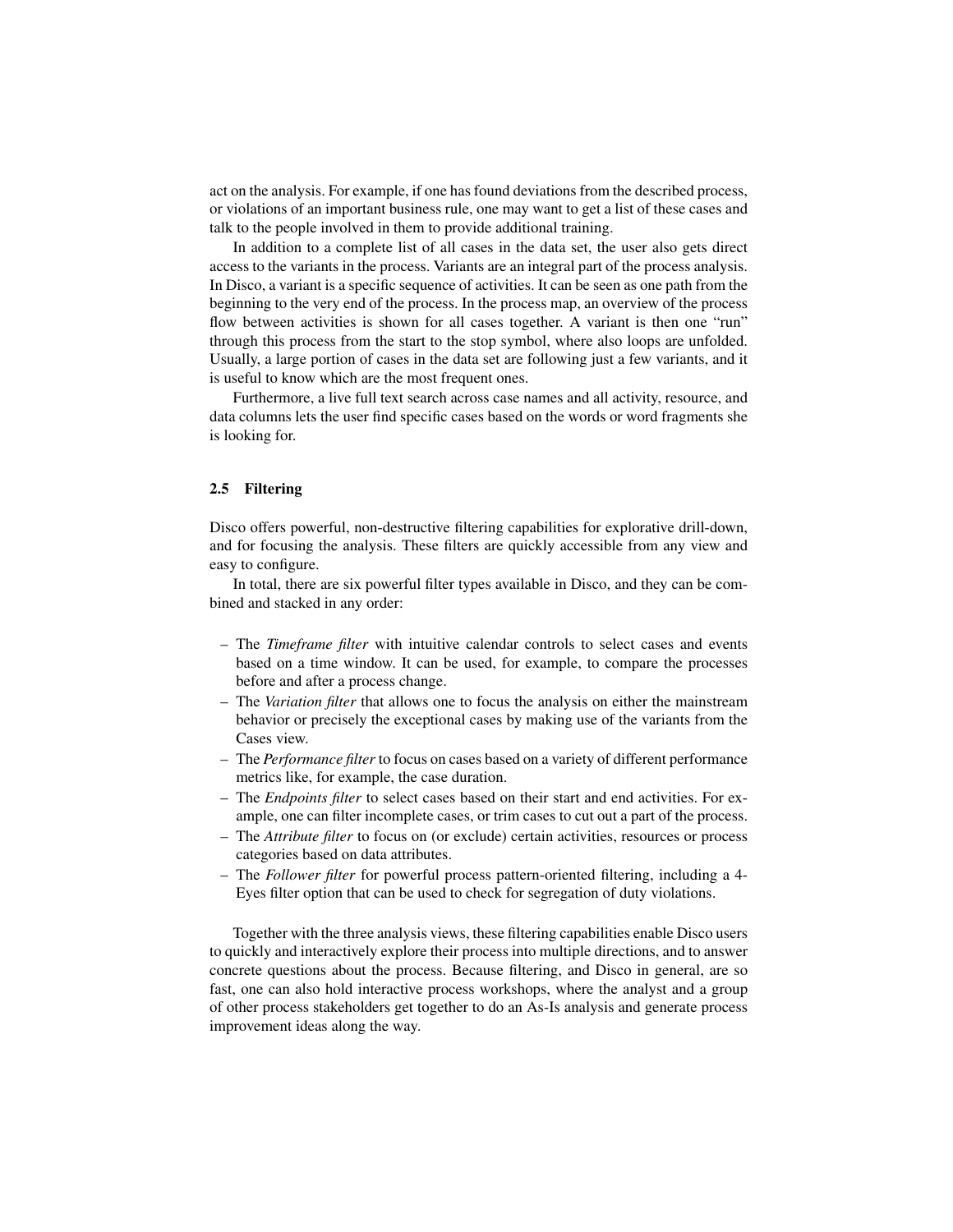act on the analysis. For example, if one has found deviations from the described process, or violations of an important business rule, one may want to get a list of these cases and talk to the people involved in them to provide additional training.

In addition to a complete list of all cases in the data set, the user also gets direct access to the variants in the process. Variants are an integral part of the process analysis. In Disco, a variant is a specific sequence of activities. It can be seen as one path from the beginning to the very end of the process. In the process map, an overview of the process flow between activities is shown for all cases together. A variant is then one "run" through this process from the start to the stop symbol, where also loops are unfolded. Usually, a large portion of cases in the data set are following just a few variants, and it is useful to know which are the most frequent ones.

Furthermore, a live full text search across case names and all activity, resource, and data columns lets the user find specific cases based on the words or word fragments she is looking for.

### 2.5 Filtering

Disco offers powerful, non-destructive filtering capabilities for explorative drill-down, and for focusing the analysis. These filters are quickly accessible from any view and easy to configure.

In total, there are six powerful filter types available in Disco, and they can be combined and stacked in any order:

– The *Timeframe filter* with intuitive calendar controls to select cases and events based on a time window. It can be used, for example, to compare the processes before and after a process change.
– The *Variation filter* that allows one to focus the analysis on either the mainstream behavior or precisely the exceptional cases by making use of the variants from the Cases view.
– The *Performance filter* to focus on cases based on a variety of different performance metrics like, for example, the case duration.
– The *Endpoints filter* to select cases based on their start and end activities. For example, one can filter incomplete cases, or trim cases to cut out a part of the process.
– The *Attribute filter* to focus on (or exclude) certain activities, resources or process categories based on data attributes.
– The *Follower filter* for powerful process pattern-oriented filtering, including a 4-Eyes filter option that can be used to check for segregation of duty violations.

Together with the three analysis views, these filtering capabilities enable Disco users to quickly and interactively explore their process into multiple directions, and to answer concrete questions about the process. Because filtering, and Disco in general, are so fast, one can also hold interactive process workshops, where the analyst and a group of other process stakeholders get together to do an As-Is analysis and generate process improvement ideas along the way.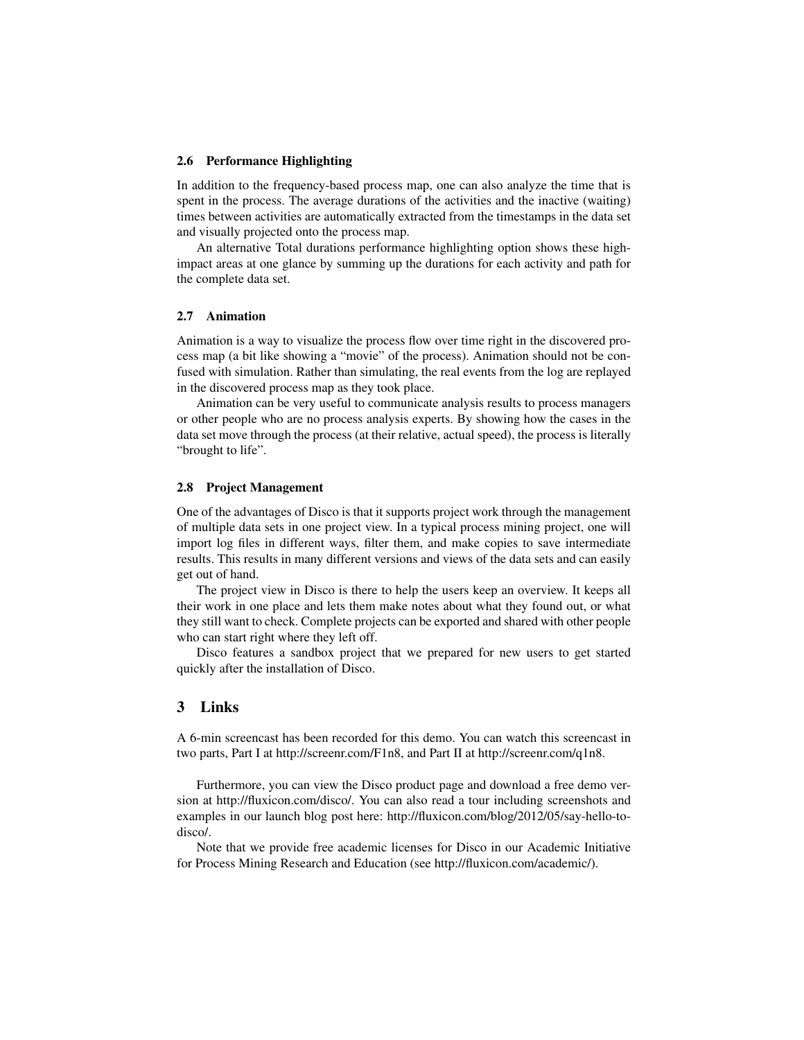### 2.6 Performance Highlighting

In addition to the frequency-based process map, one can also analyze the time that is spent in the process. The average durations of the activities and the inactive (waiting) times between activities are automatically extracted from the timestamps in the data set and visually projected onto the process map.

An alternative Total durations performance highlighting option shows these high-impact areas at one glance by summing up the durations for each activity and path for the complete data set.

### 2.7 Animation

Animation is a way to visualize the process flow over time right in the discovered process map (a bit like showing a "movie" of the process). Animation should not be confused with simulation. Rather than simulating, the real events from the log are replayed in the discovered process map as they took place.

Animation can be very useful to communicate analysis results to process managers or other people who are no process analysis experts. By showing how the cases in the data set move through the process (at their relative, actual speed), the process is literally "brought to life".

### 2.8 Project Management

One of the advantages of Disco is that it supports project work through the management of multiple data sets in one project view. In a typical process mining project, one will import log files in different ways, filter them, and make copies to save intermediate results. This results in many different versions and views of the data sets and can easily get out of hand.

The project view in Disco is there to help the users keep an overview. It keeps all their work in one place and lets them make notes about what they found out, or what they still want to check. Complete projects can be exported and shared with other people who can start right where they left off.

Disco features a sandbox project that we prepared for new users to get started quickly after the installation of Disco.

## 3 Links

A 6-min screencast has been recorded for this demo. You can watch this screencast in two parts, Part I at http://screenr.com/F1n8, and Part II at http://screenr.com/q1n8.

Furthermore, you can view the Disco product page and download a free demo version at http://fluxicon.com/disco/. You can also read a tour including screenshots and examples in our launch blog post here: http://fluxicon.com/blog/2012/05/say-hello-to-disco/.

Note that we provide free academic licenses for Disco in our Academic Initiative for Process Mining Research and Education (see http://fluxicon.com/academic/).